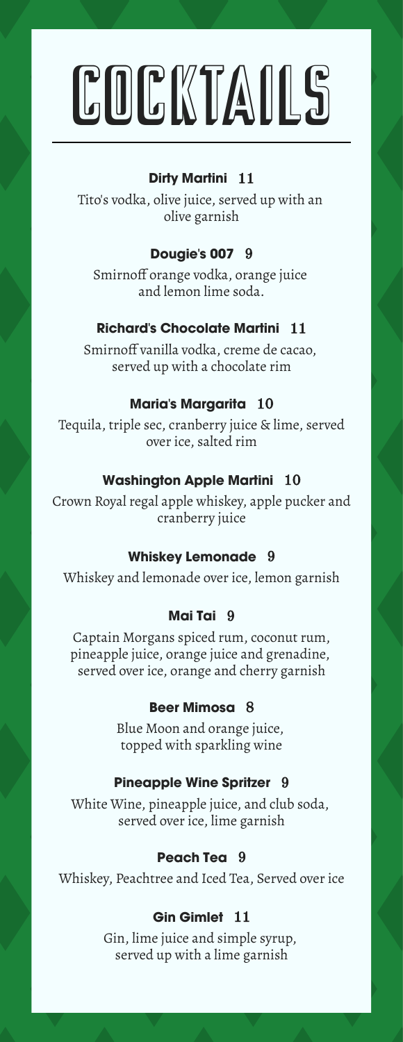# COCKTAILS

**Dirty Martini** 11

Tito's vodka, olive juice, served up with an olive garnish

**Dougie's 007** 9

Smirnoff orange vodka, orange juice and lemon lime soda.

**Richard's Chocolate Martini** 11

Smirnoff vanilla vodka, creme de cacao, served up with a chocolate rim

**Maria's Margarita** 10

Tequila, triple sec, cranberry juice & lime, served over ice, salted rim

**Washington Apple Martini** 10

Crown Royal regal apple whiskey, apple pucker and cranberry juice

**Whiskey Lemonade** 9

Whiskey and lemonade over ice, lemon garnish

**Mai Tai** 9

Captain Morgans spiced rum, coconut rum, pineapple juice, orange juice and grenadine, served over ice, orange and cherry garnish

**Beer Mimosa** 8

Blue Moon and orange juice, topped with sparkling wine

**Pineapple Wine Spritzer** 9

White Wine, pineapple juice, and club soda, served over ice, lime garnish

**Peach Tea** 9

Whiskey, Peachtree and Iced Tea, Served over ice

**Gin Gimlet** 11

Gin, lime juice and simple syrup, served up with a lime garnish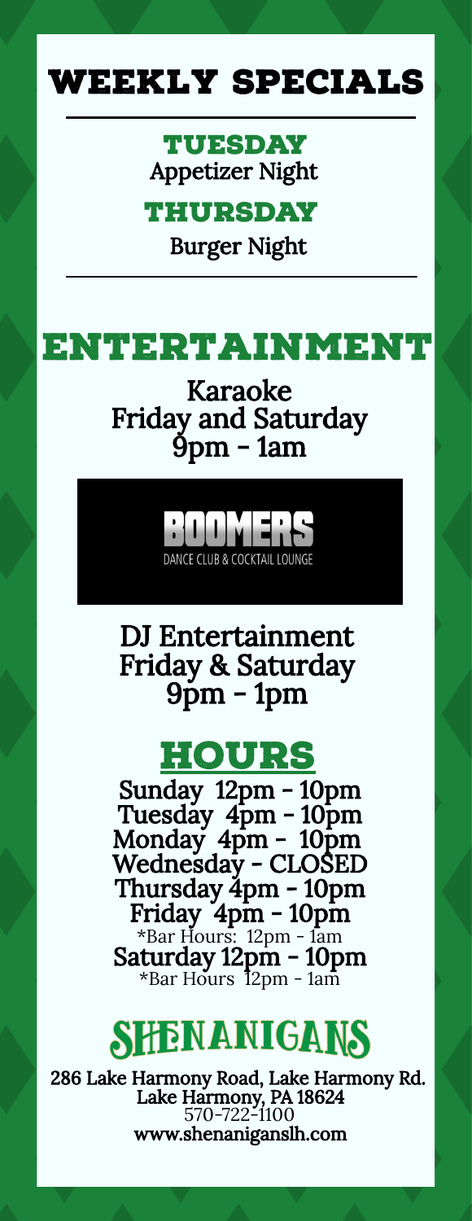# WEEKLY SPECIALS

## TUESDAY
Appetizer Night

## THURSDAY
Burger Night

# ENTERTAINMENT

Karaoke
Friday and Saturday
9pm - 1am

BOOMERS
DANCE CLUB & COCKTAIL LOUNGE

DJ Entertainment
Friday & Saturday
9pm - 1pm

# HOURS

Sunday 12pm - 10pm
Tuesday 4pm - 10pm
Monday 4pm - 10pm
Wednesday - CLOSED
Thursday 4pm - 10pm
Friday 4pm - 10pm
*Bar Hours: 12pm - 1am
Saturday 12pm - 10pm
*Bar Hours 12pm - 1am

# SHENANIGANS

**286 Lake Harmony Road, Lake Harmony Rd.**
**Lake Harmony, PA 18624**
570-722-1100
**www.shenaniganslh.com**